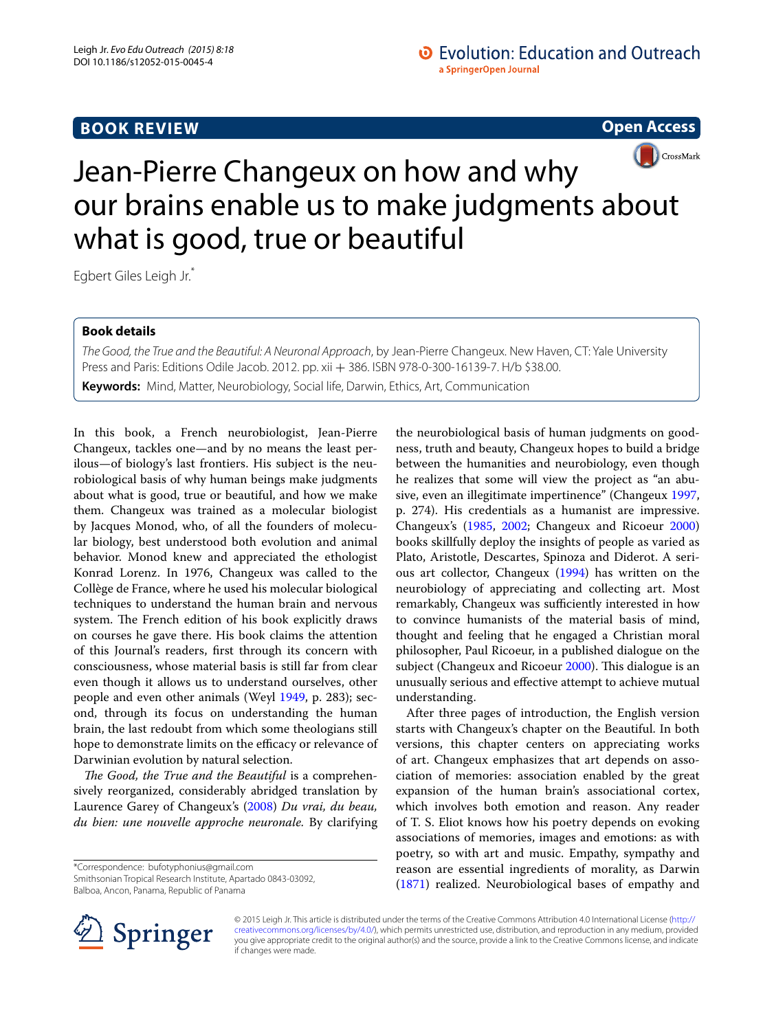BOOK REVIEW

Open Access

# Jean-Pierre Changeux on how and why our brains enable us to make judgments about what is good, true or beautiful

Egbert Giles Leigh Jr.*

**Book details**

*The Good, the True and the Beautiful: A Neuronal Approach*, by Jean-Pierre Changeux. New Haven, CT: Yale University Press and Paris: Editions Odile Jacob. 2012. pp. xii + 386. ISBN 978-0-300-16139-7. H/b $38.00.

**Keywords:** Mind, Matter, Neurobiology, Social life, Darwin, Ethics, Art, Communication

In this book, a French neurobiologist, Jean-Pierre Changeux, tackles one—and by no means the least perilous—of biology's last frontiers. His subject is the neurobiological basis of why human beings make judgments about what is good, true or beautiful, and how we make them. Changeux was trained as a molecular biologist by Jacques Monod, who, of all the founders of molecular biology, best understood both evolution and animal behavior. Monod knew and appreciated the ethologist Konrad Lorenz. In 1976, Changeux was called to the Collège de France, where he used his molecular biological techniques to understand the human brain and nervous system. The French edition of his book explicitly draws on courses he gave there. His book claims the attention of this Journal's readers, first through its concern with consciousness, whose material basis is still far from clear even though it allows us to understand ourselves, other people and even other animals (Weyl 1949, p. 283); second, through its focus on understanding the human brain, the last redoubt from which some theologians still hope to demonstrate limits on the efficacy or relevance of Darwinian evolution by natural selection.

*The Good, the True and the Beautiful* is a comprehensively reorganized, considerably abridged translation by Laurence Garey of Changeux's (2008) *Du vrai, du beau, du bien: une nouvelle approche neuronale.* By clarifying the neurobiological basis of human judgments on goodness, truth and beauty, Changeux hopes to build a bridge between the humanities and neurobiology, even though he realizes that some will view the project as "an abusive, even an illegitimate impertinence" (Changeux 1997, p. 274). His credentials as a humanist are impressive. Changeux's (1985, 2002; Changeux and Ricoeur 2000) books skillfully deploy the insights of people as varied as Plato, Aristotle, Descartes, Spinoza and Diderot. A serious art collector, Changeux (1994) has written on the neurobiology of appreciating and collecting art. Most remarkably, Changeux was sufficiently interested in how to convince humanists of the material basis of mind, thought and feeling that he engaged a Christian moral philosopher, Paul Ricoeur, in a published dialogue on the subject (Changeux and Ricoeur 2000). This dialogue is an unusually serious and effective attempt to achieve mutual understanding.

After three pages of introduction, the English version starts with Changeux's chapter on the Beautiful. In both versions, this chapter centers on appreciating works of art. Changeux emphasizes that art depends on association of memories: association enabled by the great expansion of the human brain's associational cortex, which involves both emotion and reason. Any reader of T. S. Eliot knows how his poetry depends on evoking associations of memories, images and emotions: as with poetry, so with art and music. Empathy, sympathy and reason are essential ingredients of morality, as Darwin (1871) realized. Neurobiological bases of empathy and

*Correspondence: bufotyphonius@gmail.com
Smithsonian Tropical Research Institute, Apartado 0843-03092, Balboa, Ancon, Panama, Republic of Panama

© 2015 Leigh Jr. This article is distributed under the terms of the Creative Commons Attribution 4.0 International License (http://creativecommons.org/licenses/by/4.0/), which permits unrestricted use, distribution, and reproduction in any medium, provided you give appropriate credit to the original author(s) and the source, provide a link to the Creative Commons license, and indicate if changes were made.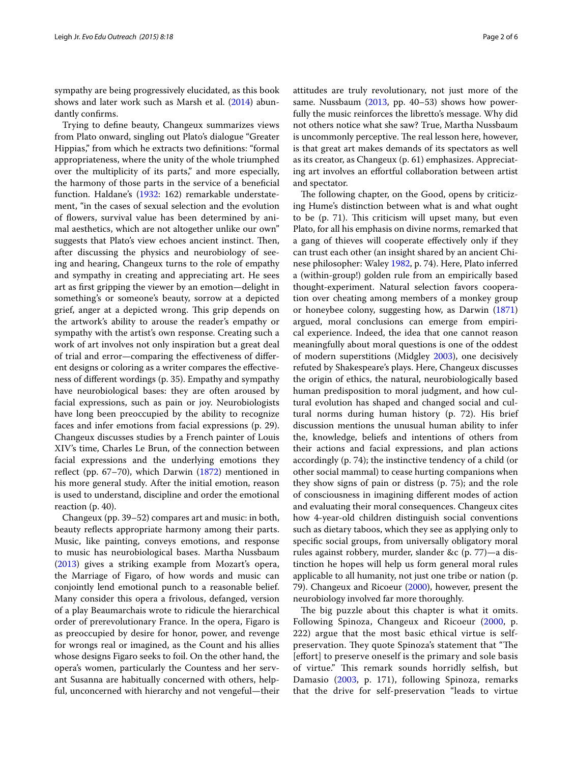sympathy are being progressively elucidated, as this book shows and later work such as Marsh et al. (2014) abundantly confirms.

Trying to define beauty, Changeux summarizes views from Plato onward, singling out Plato's dialogue "Greater Hippias," from which he extracts two definitions: "formal appropriateness, where the unity of the whole triumphed over the multiplicity of its parts," and more especially, the harmony of those parts in the service of a beneficial function. Haldane's (1932: 162) remarkable understatement, "in the cases of sexual selection and the evolution of flowers, survival value has been determined by animal aesthetics, which are not altogether unlike our own" suggests that Plato's view echoes ancient instinct. Then, after discussing the physics and neurobiology of seeing and hearing, Changeux turns to the role of empathy and sympathy in creating and appreciating art. He sees art as first gripping the viewer by an emotion—delight in something's or someone's beauty, sorrow at a depicted grief, anger at a depicted wrong. This grip depends on the artwork's ability to arouse the reader's empathy or sympathy with the artist's own response. Creating such a work of art involves not only inspiration but a great deal of trial and error—comparing the effectiveness of different designs or coloring as a writer compares the effectiveness of different wordings (p. 35). Empathy and sympathy have neurobiological bases: they are often aroused by facial expressions, such as pain or joy. Neurobiologists have long been preoccupied by the ability to recognize faces and infer emotions from facial expressions (p. 29). Changeux discusses studies by a French painter of Louis XIV's time, Charles Le Brun, of the connection between facial expressions and the underlying emotions they reflect (pp. 67–70), which Darwin (1872) mentioned in his more general study. After the initial emotion, reason is used to understand, discipline and order the emotional reaction (p. 40).

Changeux (pp. 39–52) compares art and music: in both, beauty reflects appropriate harmony among their parts. Music, like painting, conveys emotions, and response to music has neurobiological bases. Martha Nussbaum (2013) gives a striking example from Mozart's opera, the Marriage of Figaro, of how words and music can conjointly lend emotional punch to a reasonable belief. Many consider this opera a frivolous, defanged, version of a play Beaumarchais wrote to ridicule the hierarchical order of prerevolutionary France. In the opera, Figaro is as preoccupied by desire for honor, power, and revenge for wrongs real or imagined, as the Count and his allies whose designs Figaro seeks to foil. On the other hand, the opera's women, particularly the Countess and her servant Susanna are habitually concerned with others, helpful, unconcerned with hierarchy and not vengeful—their attitudes are truly revolutionary, not just more of the same. Nussbaum (2013, pp. 40–53) shows how powerfully the music reinforces the libretto's message. Why did not others notice what she saw? True, Martha Nussbaum is uncommonly perceptive. The real lesson here, however, is that great art makes demands of its spectators as well as its creator, as Changeux (p. 61) emphasizes. Appreciating art involves an effortful collaboration between artist and spectator.

The following chapter, on the Good, opens by criticizing Hume's distinction between what is and what ought to be (p. 71). This criticism will upset many, but even Plato, for all his emphasis on divine norms, remarked that a gang of thieves will cooperate effectively only if they can trust each other (an insight shared by an ancient Chinese philosopher: Waley 1982, p. 74). Here, Plato inferred a (within-group!) golden rule from an empirically based thought-experiment. Natural selection favors cooperation over cheating among members of a monkey group or honeybee colony, suggesting how, as Darwin (1871) argued, moral conclusions can emerge from empirical experience. Indeed, the idea that one cannot reason meaningfully about moral questions is one of the oddest of modern superstitions (Midgley 2003), one decisively refuted by Shakespeare's plays. Here, Changeux discusses the origin of ethics, the natural, neurobiologically based human predisposition to moral judgment, and how cultural evolution has shaped and changed social and cultural norms during human history (p. 72). His brief discussion mentions the unusual human ability to infer the, knowledge, beliefs and intentions of others from their actions and facial expressions, and plan actions accordingly (p. 74); the instinctive tendency of a child (or other social mammal) to cease hurting companions when they show signs of pain or distress (p. 75); and the role of consciousness in imagining different modes of action and evaluating their moral consequences. Changeux cites how 4-year-old children distinguish social conventions such as dietary taboos, which they see as applying only to specific social groups, from universally obligatory moral rules against robbery, murder, slander &c (p. 77)—a distinction he hopes will help us form general moral rules applicable to all humanity, not just one tribe or nation (p. 79). Changeux and Ricoeur (2000), however, present the neurobiology involved far more thoroughly.

The big puzzle about this chapter is what it omits. Following Spinoza, Changeux and Ricoeur (2000, p. 222) argue that the most basic ethical virtue is self-preservation. They quote Spinoza's statement that "The [effort] to preserve oneself is the primary and sole basis of virtue." This remark sounds horridly selfish, but Damasio (2003, p. 171), following Spinoza, remarks that the drive for self-preservation "leads to virtue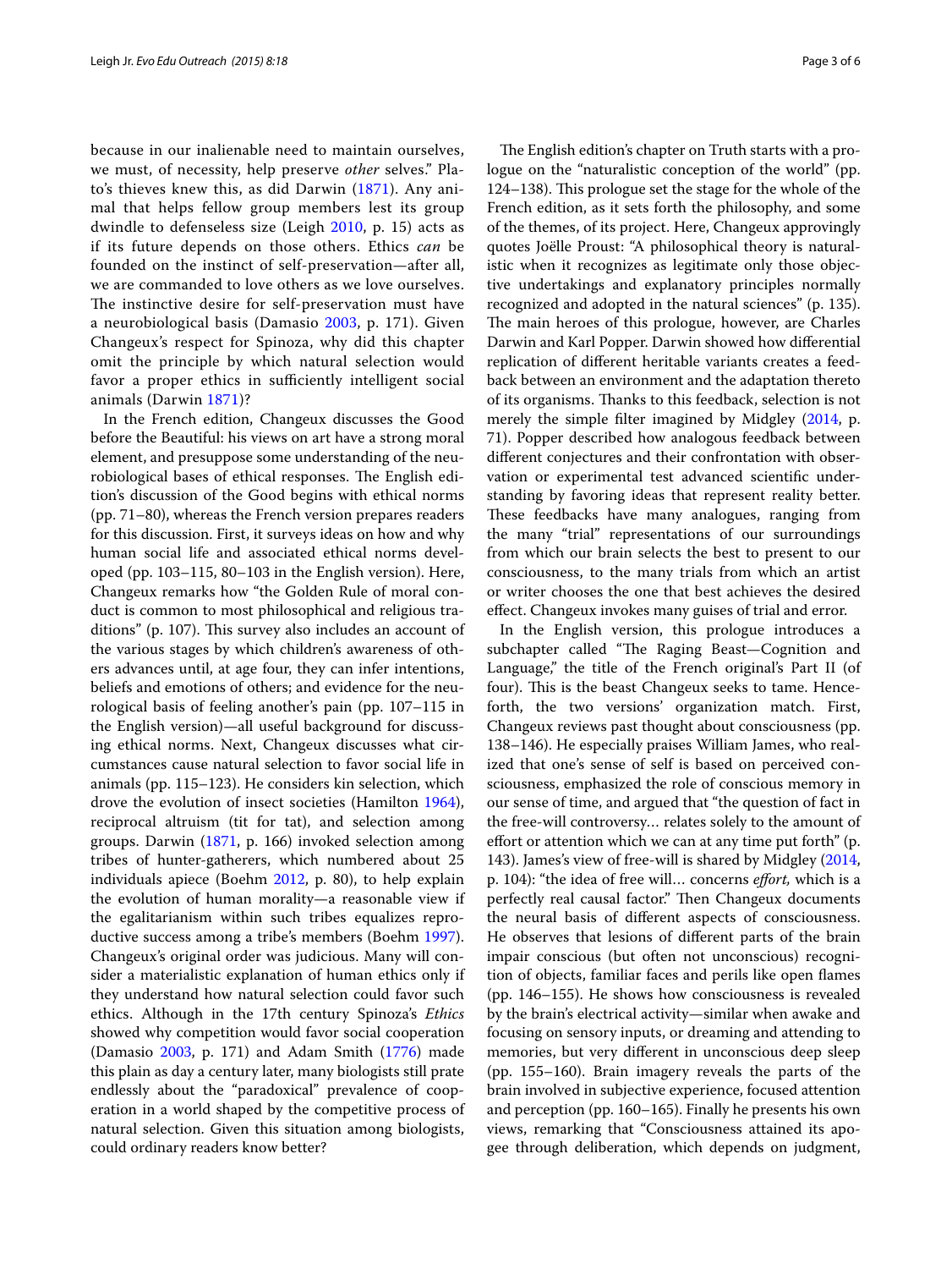because in our inalienable need to maintain ourselves, we must, of necessity, help preserve *other* selves." Plato's thieves knew this, as did Darwin (1871). Any animal that helps fellow group members lest its group dwindle to defenseless size (Leigh 2010, p. 15) acts as if its future depends on those others. Ethics *can* be founded on the instinct of self-preservation—after all, we are commanded to love others as we love ourselves. The instinctive desire for self-preservation must have a neurobiological basis (Damasio 2003, p. 171). Given Changeux's respect for Spinoza, why did this chapter omit the principle by which natural selection would favor a proper ethics in sufficiently intelligent social animals (Darwin 1871)?

In the French edition, Changeux discusses the Good before the Beautiful: his views on art have a strong moral element, and presuppose some understanding of the neurobiological bases of ethical responses. The English edition's discussion of the Good begins with ethical norms (pp. 71–80), whereas the French version prepares readers for this discussion. First, it surveys ideas on how and why human social life and associated ethical norms developed (pp. 103–115, 80–103 in the English version). Here, Changeux remarks how "the Golden Rule of moral conduct is common to most philosophical and religious traditions" (p. 107). This survey also includes an account of the various stages by which children's awareness of others advances until, at age four, they can infer intentions, beliefs and emotions of others; and evidence for the neurological basis of feeling another's pain (pp. 107–115 in the English version)—all useful background for discussing ethical norms. Next, Changeux discusses what circumstances cause natural selection to favor social life in animals (pp. 115–123). He considers kin selection, which drove the evolution of insect societies (Hamilton 1964), reciprocal altruism (tit for tat), and selection among groups. Darwin (1871, p. 166) invoked selection among tribes of hunter-gatherers, which numbered about 25 individuals apiece (Boehm 2012, p. 80), to help explain the evolution of human morality—a reasonable view if the egalitarianism within such tribes equalizes reproductive success among a tribe's members (Boehm 1997). Changeux's original order was judicious. Many will consider a materialistic explanation of human ethics only if they understand how natural selection could favor such ethics. Although in the 17th century Spinoza's *Ethics* showed why competition would favor social cooperation (Damasio 2003, p. 171) and Adam Smith (1776) made this plain as day a century later, many biologists still prate endlessly about the "paradoxical" prevalence of cooperation in a world shaped by the competitive process of natural selection. Given this situation among biologists, could ordinary readers know better?

The English edition's chapter on Truth starts with a prologue on the "naturalistic conception of the world" (pp. 124–138). This prologue set the stage for the whole of the French edition, as it sets forth the philosophy, and some of the themes, of its project. Here, Changeux approvingly quotes Joëlle Proust: "A philosophical theory is naturalistic when it recognizes as legitimate only those objective undertakings and explanatory principles normally recognized and adopted in the natural sciences" (p. 135). The main heroes of this prologue, however, are Charles Darwin and Karl Popper. Darwin showed how differential replication of different heritable variants creates a feedback between an environment and the adaptation thereto of its organisms. Thanks to this feedback, selection is not merely the simple filter imagined by Midgley (2014, p. 71). Popper described how analogous feedback between different conjectures and their confrontation with observation or experimental test advanced scientific understanding by favoring ideas that represent reality better. These feedbacks have many analogues, ranging from the many "trial" representations of our surroundings from which our brain selects the best to present to our consciousness, to the many trials from which an artist or writer chooses the one that best achieves the desired effect. Changeux invokes many guises of trial and error.

In the English version, this prologue introduces a subchapter called "The Raging Beast—Cognition and Language," the title of the French original's Part II (of four). This is the beast Changeux seeks to tame. Henceforth, the two versions' organization match. First, Changeux reviews past thought about consciousness (pp. 138–146). He especially praises William James, who realized that one's sense of self is based on perceived consciousness, emphasized the role of conscious memory in our sense of time, and argued that "the question of fact in the free-will controversy… relates solely to the amount of effort or attention which we can at any time put forth" (p. 143). James's view of free-will is shared by Midgley (2014, p. 104): "the idea of free will… concerns *effort,* which is a perfectly real causal factor." Then Changeux documents the neural basis of different aspects of consciousness. He observes that lesions of different parts of the brain impair conscious (but often not unconscious) recognition of objects, familiar faces and perils like open flames (pp. 146–155). He shows how consciousness is revealed by the brain's electrical activity—similar when awake and focusing on sensory inputs, or dreaming and attending to memories, but very different in unconscious deep sleep (pp. 155–160). Brain imagery reveals the parts of the brain involved in subjective experience, focused attention and perception (pp. 160–165). Finally he presents his own views, remarking that "Consciousness attained its apogee through deliberation, which depends on judgment,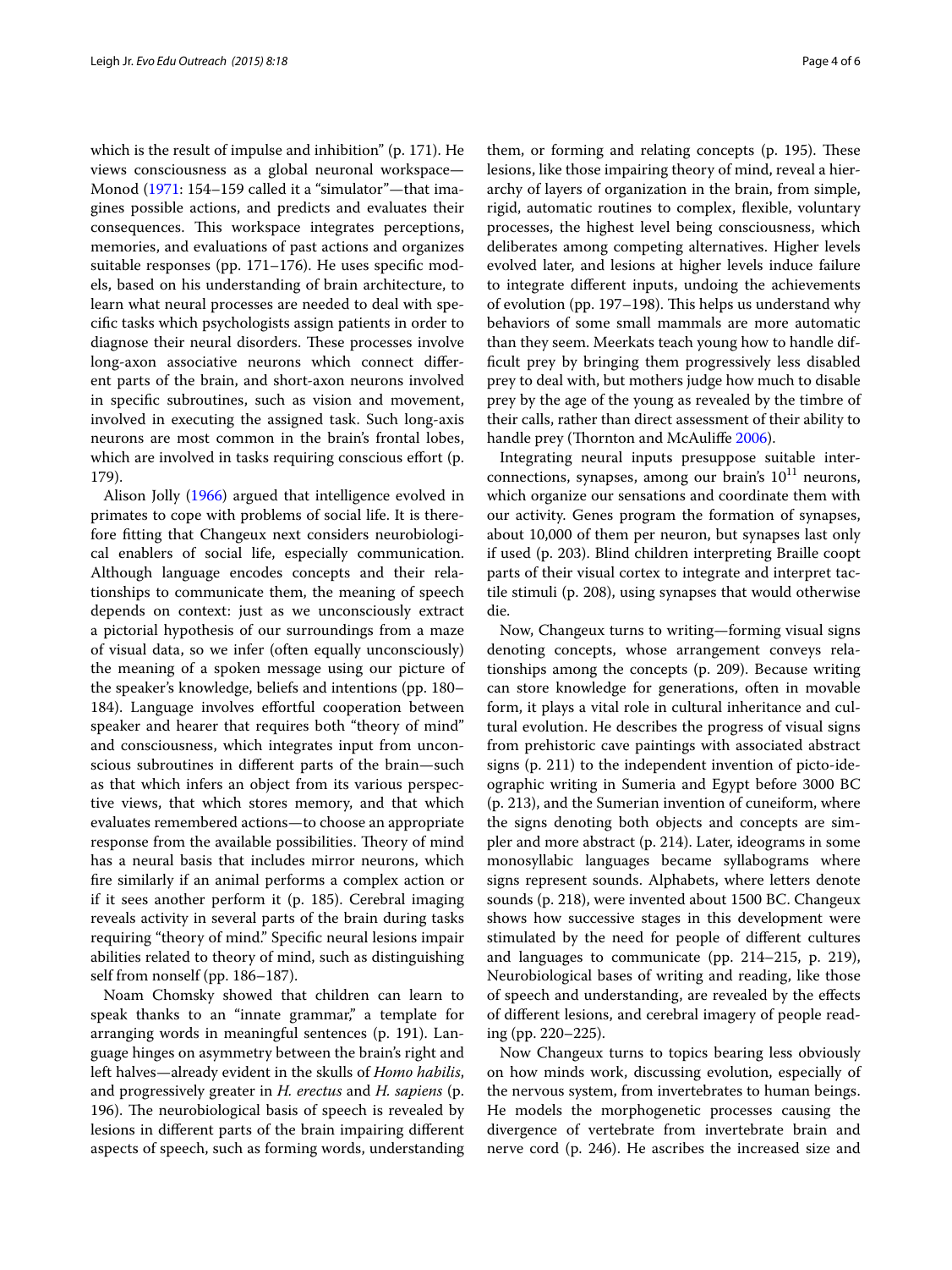which is the result of impulse and inhibition" (p. 171). He views consciousness as a global neuronal workspace—Monod (1971: 154–159 called it a "simulator"—that imagines possible actions, and predicts and evaluates their consequences. This workspace integrates perceptions, memories, and evaluations of past actions and organizes suitable responses (pp. 171–176). He uses specific models, based on his understanding of brain architecture, to learn what neural processes are needed to deal with specific tasks which psychologists assign patients in order to diagnose their neural disorders. These processes involve long-axon associative neurons which connect different parts of the brain, and short-axon neurons involved in specific subroutines, such as vision and movement, involved in executing the assigned task. Such long-axis neurons are most common in the brain's frontal lobes, which are involved in tasks requiring conscious effort (p. 179).

Alison Jolly (1966) argued that intelligence evolved in primates to cope with problems of social life. It is therefore fitting that Changeux next considers neurobiological enablers of social life, especially communication. Although language encodes concepts and their relationships to communicate them, the meaning of speech depends on context: just as we unconsciously extract a pictorial hypothesis of our surroundings from a maze of visual data, so we infer (often equally unconsciously) the meaning of a spoken message using our picture of the speaker's knowledge, beliefs and intentions (pp. 180–184). Language involves effortful cooperation between speaker and hearer that requires both "theory of mind" and consciousness, which integrates input from unconscious subroutines in different parts of the brain—such as that which infers an object from its various perspective views, that which stores memory, and that which evaluates remembered actions—to choose an appropriate response from the available possibilities. Theory of mind has a neural basis that includes mirror neurons, which fire similarly if an animal performs a complex action or if it sees another perform it (p. 185). Cerebral imaging reveals activity in several parts of the brain during tasks requiring "theory of mind." Specific neural lesions impair abilities related to theory of mind, such as distinguishing self from nonself (pp. 186–187).

Noam Chomsky showed that children can learn to speak thanks to an "innate grammar," a template for arranging words in meaningful sentences (p. 191). Language hinges on asymmetry between the brain's right and left halves—already evident in the skulls of *Homo habilis*, and progressively greater in *H. erectus* and *H. sapiens* (p. 196). The neurobiological basis of speech is revealed by lesions in different parts of the brain impairing different aspects of speech, such as forming words, understanding them, or forming and relating concepts (p. 195). These lesions, like those impairing theory of mind, reveal a hierarchy of layers of organization in the brain, from simple, rigid, automatic routines to complex, flexible, voluntary processes, the highest level being consciousness, which deliberates among competing alternatives. Higher levels evolved later, and lesions at higher levels induce failure to integrate different inputs, undoing the achievements of evolution (pp. 197–198). This helps us understand why behaviors of some small mammals are more automatic than they seem. Meerkats teach young how to handle difficult prey by bringing them progressively less disabled prey to deal with, but mothers judge how much to disable prey by the age of the young as revealed by the timbre of their calls, rather than direct assessment of their ability to handle prey (Thornton and McAuliffe 2006).

Integrating neural inputs presuppose suitable interconnections, synapses, among our brain's $10^{11}$ neurons, which organize our sensations and coordinate them with our activity. Genes program the formation of synapses, about 10,000 of them per neuron, but synapses last only if used (p. 203). Blind children interpreting Braille coopt parts of their visual cortex to integrate and interpret tactile stimuli (p. 208), using synapses that would otherwise die.

Now, Changeux turns to writing—forming visual signs denoting concepts, whose arrangement conveys relationships among the concepts (p. 209). Because writing can store knowledge for generations, often in movable form, it plays a vital role in cultural inheritance and cultural evolution. He describes the progress of visual signs from prehistoric cave paintings with associated abstract signs (p. 211) to the independent invention of picto-ideographic writing in Sumeria and Egypt before 3000 BC (p. 213), and the Sumerian invention of cuneiform, where the signs denoting both objects and concepts are simpler and more abstract (p. 214). Later, ideograms in some monosyllabic languages became syllabograms where signs represent sounds. Alphabets, where letters denote sounds (p. 218), were invented about 1500 BC. Changeux shows how successive stages in this development were stimulated by the need for people of different cultures and languages to communicate (pp. 214–215, p. 219), Neurobiological bases of writing and reading, like those of speech and understanding, are revealed by the effects of different lesions, and cerebral imagery of people reading (pp. 220–225).

Now Changeux turns to topics bearing less obviously on how minds work, discussing evolution, especially of the nervous system, from invertebrates to human beings. He models the morphogenetic processes causing the divergence of vertebrate from invertebrate brain and nerve cord (p. 246). He ascribes the increased size and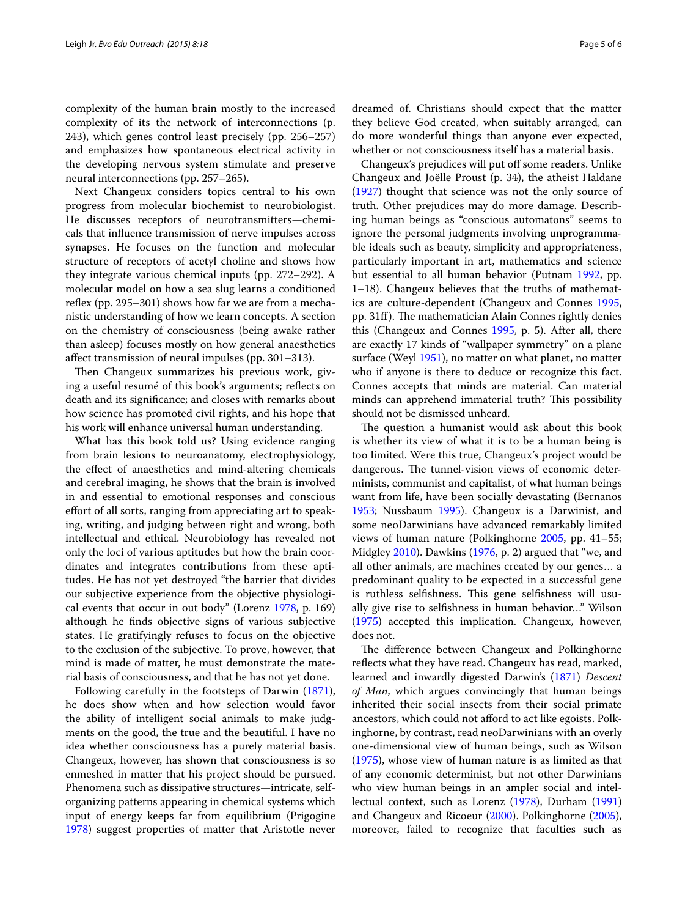complexity of the human brain mostly to the increased complexity of its the network of interconnections (p. 243), which genes control least precisely (pp. 256–257) and emphasizes how spontaneous electrical activity in the developing nervous system stimulate and preserve neural interconnections (pp. 257–265).

Next Changeux considers topics central to his own progress from molecular biochemist to neurobiologist. He discusses receptors of neurotransmitters—chemicals that influence transmission of nerve impulses across synapses. He focuses on the function and molecular structure of receptors of acetyl choline and shows how they integrate various chemical inputs (pp. 272–292). A molecular model on how a sea slug learns a conditioned reflex (pp. 295–301) shows how far we are from a mechanistic understanding of how we learn concepts. A section on the chemistry of consciousness (being awake rather than asleep) focuses mostly on how general anaesthetics affect transmission of neural impulses (pp. 301–313).

Then Changeux summarizes his previous work, giving a useful resumé of this book's arguments; reflects on death and its significance; and closes with remarks about how science has promoted civil rights, and his hope that his work will enhance universal human understanding.

What has this book told us? Using evidence ranging from brain lesions to neuroanatomy, electrophysiology, the effect of anaesthetics and mind-altering chemicals and cerebral imaging, he shows that the brain is involved in and essential to emotional responses and conscious effort of all sorts, ranging from appreciating art to speaking, writing, and judging between right and wrong, both intellectual and ethical. Neurobiology has revealed not only the loci of various aptitudes but how the brain coordinates and integrates contributions from these aptitudes. He has not yet destroyed "the barrier that divides our subjective experience from the objective physiological events that occur in out body" (Lorenz 1978, p. 169) although he finds objective signs of various subjective states. He gratifyingly refuses to focus on the objective to the exclusion of the subjective. To prove, however, that mind is made of matter, he must demonstrate the material basis of consciousness, and that he has not yet done.

Following carefully in the footsteps of Darwin (1871), he does show when and how selection would favor the ability of intelligent social animals to make judgments on the good, the true and the beautiful. I have no idea whether consciousness has a purely material basis. Changeux, however, has shown that consciousness is so enmeshed in matter that his project should be pursued. Phenomena such as dissipative structures—intricate, self-organizing patterns appearing in chemical systems which input of energy keeps far from equilibrium (Prigogine 1978) suggest properties of matter that Aristotle never dreamed of. Christians should expect that the matter they believe God created, when suitably arranged, can do more wonderful things than anyone ever expected, whether or not consciousness itself has a material basis.

Changeux's prejudices will put off some readers. Unlike Changeux and Joëlle Proust (p. 34), the atheist Haldane (1927) thought that science was not the only source of truth. Other prejudices may do more damage. Describing human beings as "conscious automatons" seems to ignore the personal judgments involving unprogrammable ideals such as beauty, simplicity and appropriateness, particularly important in art, mathematics and science but essential to all human behavior (Putnam 1992, pp. 1–18). Changeux believes that the truths of mathematics are culture-dependent (Changeux and Connes 1995, pp. 31ff). The mathematician Alain Connes rightly denies this (Changeux and Connes 1995, p. 5). After all, there are exactly 17 kinds of "wallpaper symmetry" on a plane surface (Weyl 1951), no matter on what planet, no matter who if anyone is there to deduce or recognize this fact. Connes accepts that minds are material. Can material minds can apprehend immaterial truth? This possibility should not be dismissed unheard.

The question a humanist would ask about this book is whether its view of what it is to be a human being is too limited. Were this true, Changeux's project would be dangerous. The tunnel-vision views of economic determinists, communist and capitalist, of what human beings want from life, have been socially devastating (Bernanos 1953; Nussbaum 1995). Changeux is a Darwinist, and some neoDarwinians have advanced remarkably limited views of human nature (Polkinghorne 2005, pp. 41–55; Midgley 2010). Dawkins (1976, p. 2) argued that "we, and all other animals, are machines created by our genes… a predominant quality to be expected in a successful gene is ruthless selfishness. This gene selfishness will usually give rise to selfishness in human behavior…" Wilson (1975) accepted this implication. Changeux, however, does not.

The difference between Changeux and Polkinghorne reflects what they have read. Changeux has read, marked, learned and inwardly digested Darwin's (1871) *Descent of Man*, which argues convincingly that human beings inherited their social insects from their social primate ancestors, which could not afford to act like egoists. Polkinghorne, by contrast, read neoDarwinians with an overly one-dimensional view of human beings, such as Wilson (1975), whose view of human nature is as limited as that of any economic determinist, but not other Darwinians who view human beings in an ampler social and intellectual context, such as Lorenz (1978), Durham (1991) and Changeux and Ricoeur (2000). Polkinghorne (2005), moreover, failed to recognize that faculties such as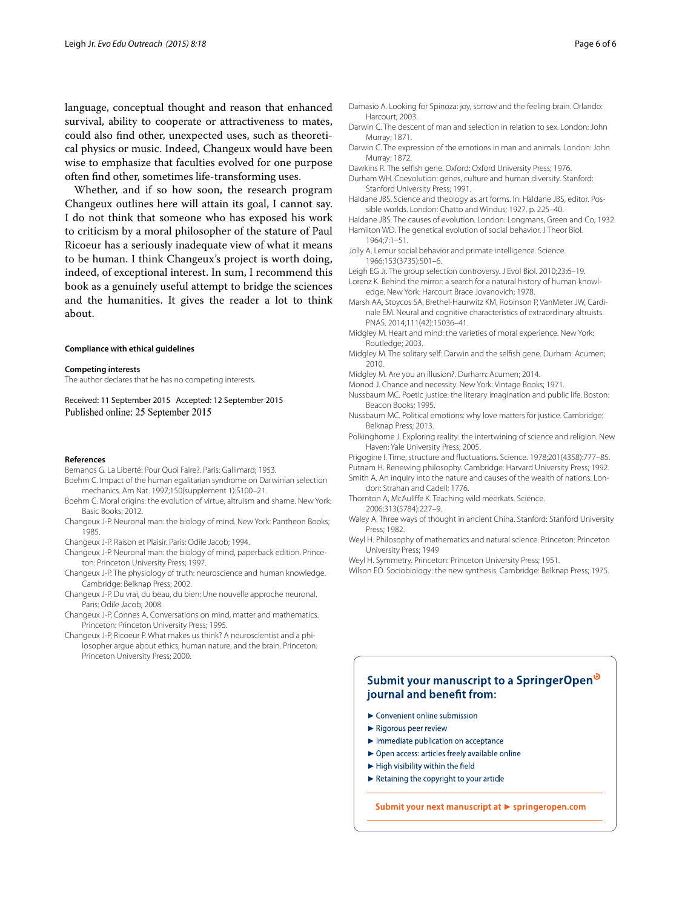language, conceptual thought and reason that enhanced survival, ability to cooperate or attractiveness to mates, could also find other, unexpected uses, such as theoretical physics or music. Indeed, Changeux would have been wise to emphasize that faculties evolved for one purpose often find other, sometimes life-transforming uses.

Whether, and if so how soon, the research program Changeux outlines here will attain its goal, I cannot say. I do not think that someone who has exposed his work to criticism by a moral philosopher of the stature of Paul Ricoeur has a seriously inadequate view of what it means to be human. I think Changeux's project is worth doing, indeed, of exceptional interest. In sum, I recommend this book as a genuinely useful attempt to bridge the sciences and the humanities. It gives the reader a lot to think about.

#### Compliance with ethical guidelines

**Competing interests**
The author declares that he has no competing interests.

Received: 11 September 2015 Accepted: 12 September 2015
Published online: 25 September 2015

#### References

Bernanos G. La Liberté: Pour Quoi Faire?. Paris: Gallimard; 1953.
Boehm C. Impact of the human egalitarian syndrome on Darwinian selection mechanics. Am Nat. 1997;150(supplement 1):S100–21.
Boehm C. Moral origins: the evolution of virtue, altruism and shame. New York: Basic Books; 2012.
Changeux J-P. Neuronal man: the biology of mind. New York: Pantheon Books; 1985.
Changeux J-P. Raison et Plaisir. Paris: Odile Jacob; 1994.
Changeux J-P. Neuronal man: the biology of mind, paperback edition. Princeton: Princeton University Press; 1997.
Changeux J-P. The physiology of truth: neuroscience and human knowledge. Cambridge: Belknap Press; 2002.
Changeux J-P. Du vrai, du beau, du bien: Une nouvelle approche neuronal. Paris: Odile Jacob; 2008.
Changeux J-P, Connes A. Conversations on mind, matter and mathematics. Princeton: Princeton University Press; 1995.
Changeux J-P, Ricoeur P. What makes us think? A neuroscientist and a philosopher argue about ethics, human nature, and the brain. Princeton: Princeton University Press; 2000.
Damasio A. Looking for Spinoza: joy, sorrow and the feeling brain. Orlando: Harcourt; 2003.
Darwin C. The descent of man and selection in relation to sex. London: John Murray; 1871.
Darwin C. The expression of the emotions in man and animals. London: John Murray; 1872.
Dawkins R. The selfish gene. Oxford: Oxford University Press; 1976.
Durham WH. Coevolution: genes, culture and human diversity. Stanford: Stanford University Press; 1991.
Haldane JBS. Science and theology as art forms. In: Haldane JBS, editor. Possible worlds. London: Chatto and Windus; 1927. p. 225–40.
Haldane JBS. The causes of evolution. London: Longmans, Green and Co; 1932.
Hamilton WD. The genetical evolution of social behavior. J Theor Biol. 1964;7:1–51.
Jolly A. Lemur social behavior and primate intelligence. Science. 1966;153(3735):501–6.
Leigh EG Jr. The group selection controversy. J Evol Biol. 2010;23:6–19.
Lorenz K. Behind the mirror: a search for a natural history of human knowledge. New York: Harcourt Brace Jovanovich; 1978.
Marsh AA, Stoycos SA, Brethel-Haurwitz KM, Robinson P, VanMeter JW, Cardinale EM. Neural and cognitive characteristics of extraordinary altruists. PNAS. 2014;111(42):15036–41.
Midgley M. Heart and mind: the varieties of moral experience. New York: Routledge; 2003.
Midgley M. The solitary self: Darwin and the selfish gene. Durham: Acumen; 2010.
Midgley M. Are you an illusion?. Durham: Acumen; 2014.
Monod J. Chance and necessity. New York: Vintage Books; 1971.
Nussbaum MC. Poetic justice: the literary imagination and public life. Boston: Beacon Books; 1995.
Nussbaum MC. Political emotions: why love matters for justice. Cambridge: Belknap Press; 2013.
Polkinghorne J. Exploring reality: the intertwining of science and religion. New Haven: Yale University Press; 2005.
Prigogine I. Time, structure and fluctuations. Science. 1978;201(4358):777–85.
Putnam H. Renewing philosophy. Cambridge: Harvard University Press; 1992.
Smith A. An inquiry into the nature and causes of the wealth of nations. London: Strahan and Cadell; 1776.
Thornton A, McAuliffe K. Teaching wild meerkats. Science. 2006;313(5784):227–9.
Waley A. Three ways of thought in ancient China. Stanford: Stanford University Press; 1982.
Weyl H. Philosophy of mathematics and natural science. Princeton: Princeton University Press; 1949
Weyl H. Symmetry. Princeton: Princeton University Press; 1951.
Wilson EO. Sociobiology: the new synthesis. Cambridge: Belknap Press; 1975.

**Submit your manuscript to a SpringerOpen journal and benefit from:**

- Convenient online submission
- Rigorous peer review
- Immediate publication on acceptance
- Open access: articles freely available online
- High visibility within the field
- Retaining the copyright to your article

**Submit your next manuscript at ► springeropen.com**